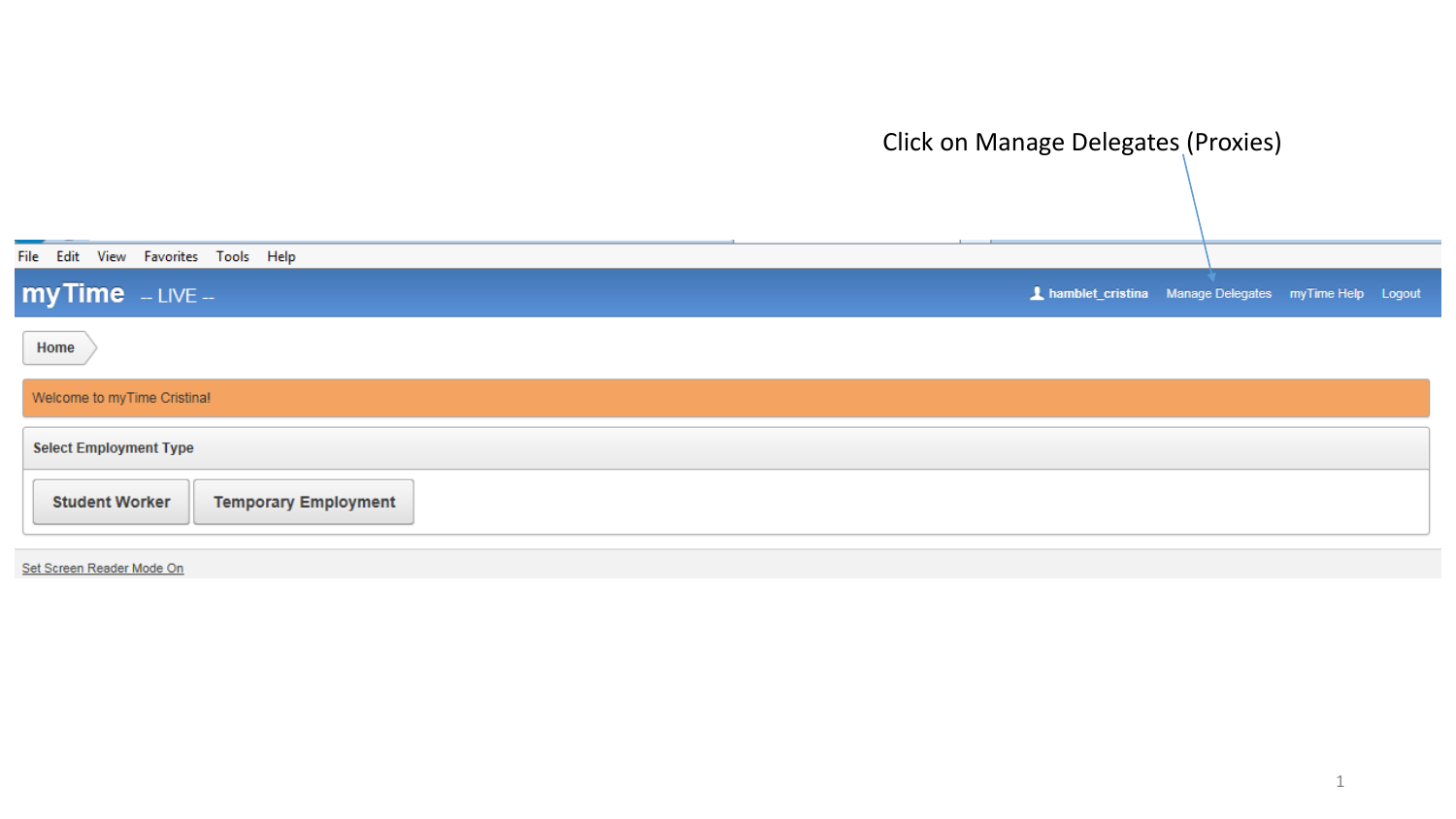Click on Manage Delegates (Proxies)

File Edit View Favorites Tools Help

**myTime** -- LIVE --

hamblet_cristina Manage Delegates myTime Help Logout

Home

Welcome to myTime Cristina!

**Select Employment Type**

**Student Worker** **Temporary Employment**

Set Screen Reader Mode On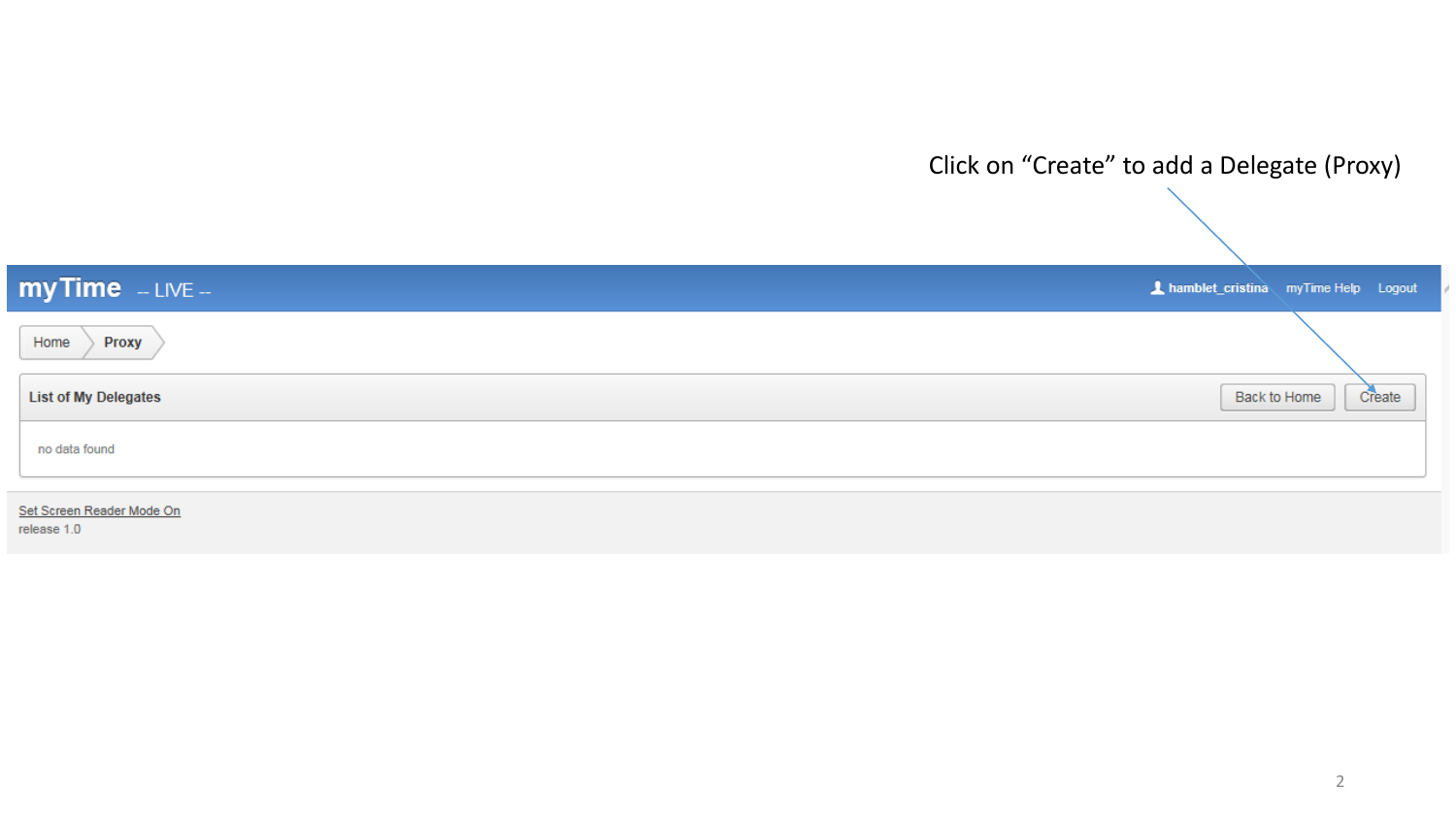Click on “Create” to add a Delegate (Proxy)

myTime -- LIVE --

hamblet_cristina myTime Help Logout

Home > Proxy

**List of My Delegates**

Back to Home | Create

no data found

Set Screen Reader Mode On

release 1.0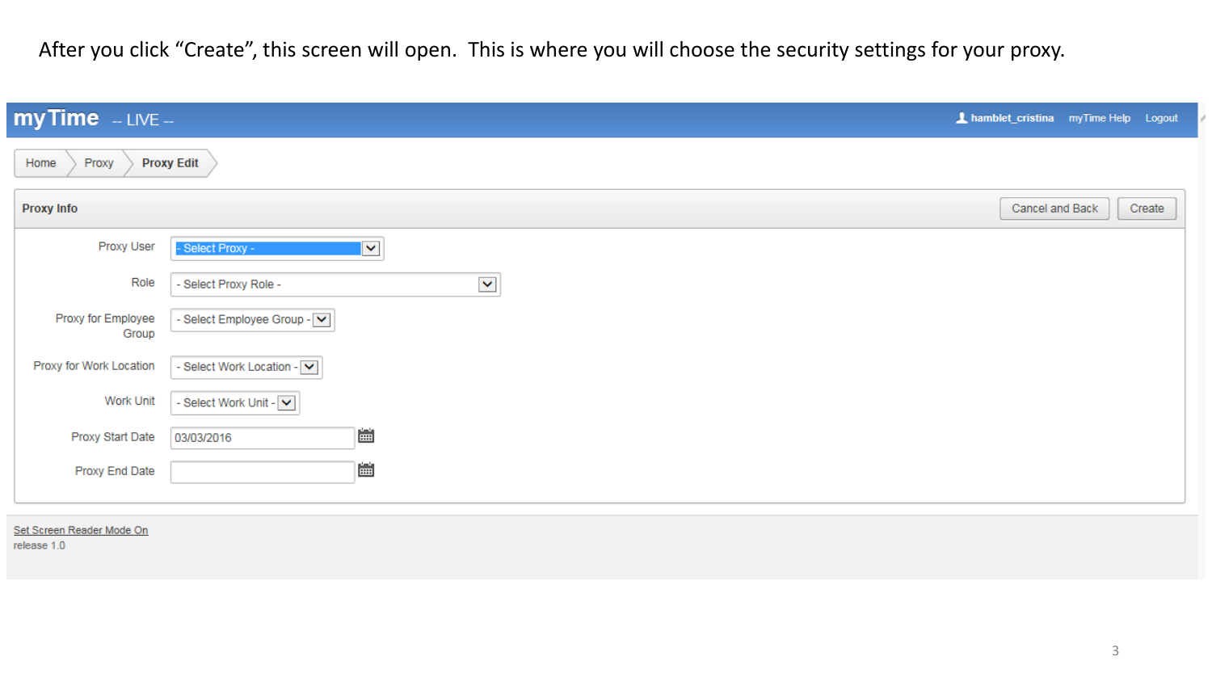After you click “Create”, this screen will open.  This is where you will choose the security settings for your proxy.

**myTime** -- LIVE --

hamblet_cristina   myTime Help   Logout

Home > Proxy > **Proxy Edit**

**Proxy Info**

Cancel and Back   Create

| | |
|---|---|
| Proxy User | - Select Proxy - |
| Role | - Select Proxy Role - |
| Proxy for Employee Group | - Select Employee Group - |
| Proxy for Work Location | - Select Work Location - |
| Work Unit | - Select Work Unit - |
| Proxy Start Date | 03/03/2016 |
| Proxy End Date | |

Set Screen Reader Mode On

release 1.0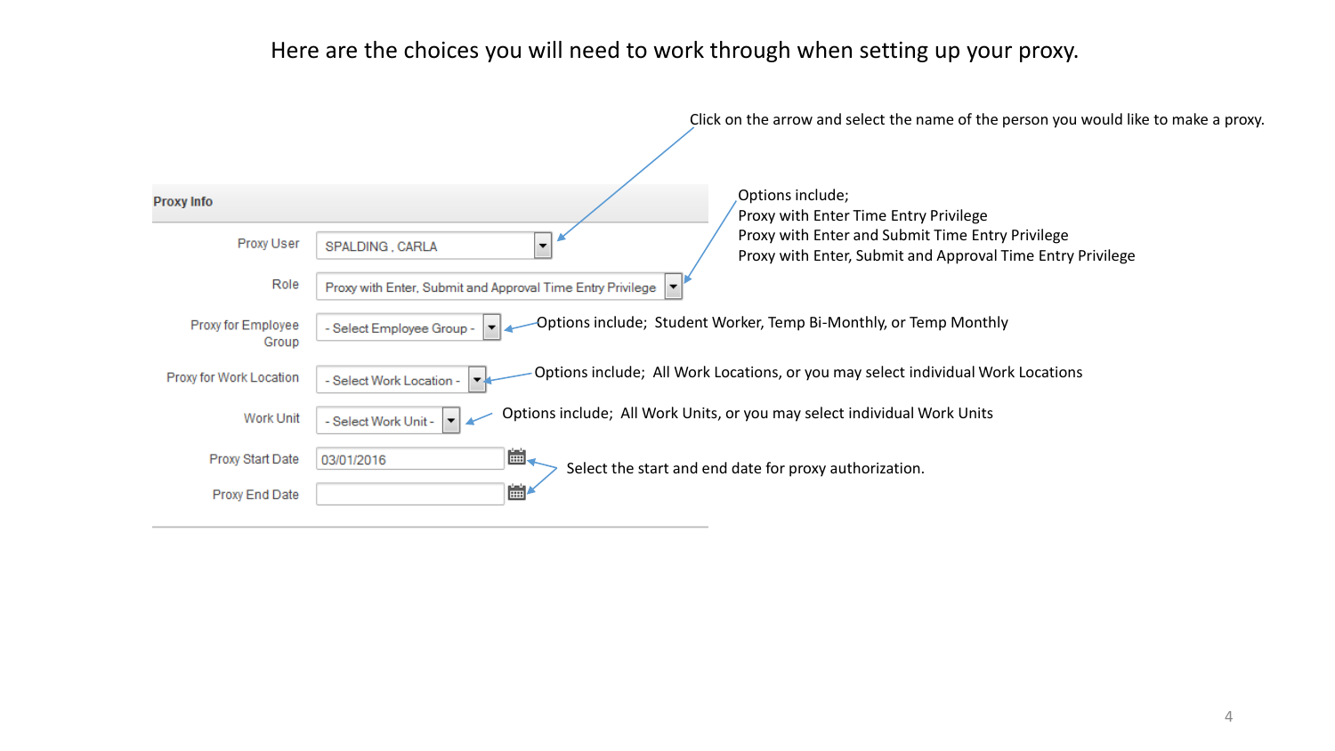Here are the choices you will need to work through when setting up your proxy.

Click on the arrow and select the name of the person you would like to make a proxy.

**Proxy Info**

| Field | Value | Notes |
|---|---|---|
| Proxy User | SPALDING , CARLA | Click on the arrow and select the name of the person you would like to make a proxy. |
| Role | Proxy with Enter, Submit and Approval Time Entry Privilege | Options include; Proxy with Enter Time Entry Privilege, Proxy with Enter and Submit Time Entry Privilege, Proxy with Enter, Submit and Approval Time Entry Privilege |
| Proxy for Employee Group | - Select Employee Group - | Options include; Student Worker, Temp Bi-Monthly, or Temp Monthly |
| Proxy for Work Location | - Select Work Location - | Options include; All Work Locations, or you may select individual Work Locations |
| Work Unit | - Select Work Unit - | Options include; All Work Units, or you may select individual Work Units |
| Proxy Start Date | 03/01/2016 | Select the start and end date for proxy authorization. |
| Proxy End Date | | Select the start and end date for proxy authorization. |

Options include;
- Proxy with Enter Time Entry Privilege
- Proxy with Enter and Submit Time Entry Privilege
- Proxy with Enter, Submit and Approval Time Entry Privilege

Options include; Student Worker, Temp Bi-Monthly, or Temp Monthly

Options include; All Work Locations, or you may select individual Work Locations

Options include; All Work Units, or you may select individual Work Units

Select the start and end date for proxy authorization.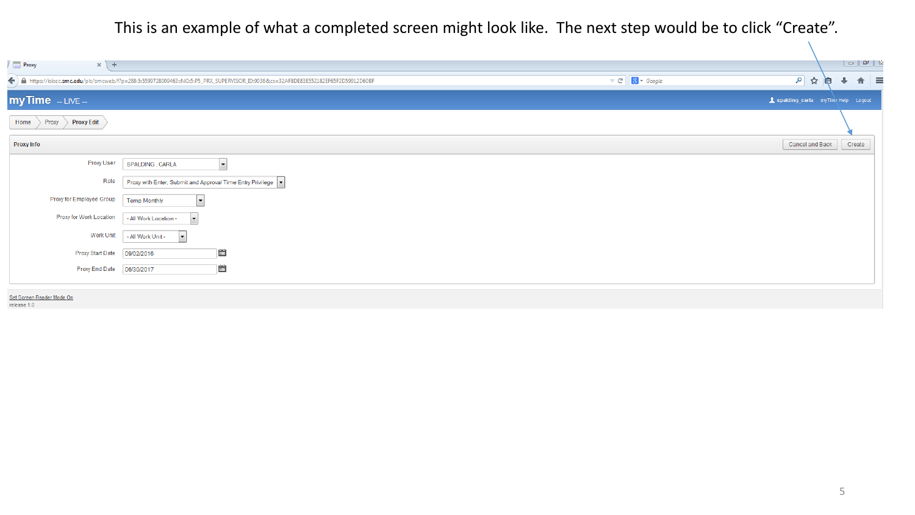This is an example of what a completed screen might look like. The next step would be to click “Create”.

**myTime** -- LIVE --

spalding_carla | myTime Help | Logout

Home > Proxy > Proxy Edit

**Proxy Info**

Cancel and Back | Create

| Field | Value |
|---|---|
| Proxy User | SPALDING, CARLA |
| Role | Proxy with Enter, Submit and Approval Time Entry Privilege |
| Proxy for Employee Group | Temp Monthly |
| Proxy for Work Location | - All Work Location - |
| Work Unit | - All Work Unit - |
| Proxy Start Date | 09/02/2016 |
| Proxy End Date | 06/30/2017 |

Set Screen Reader Mode On

release 1.0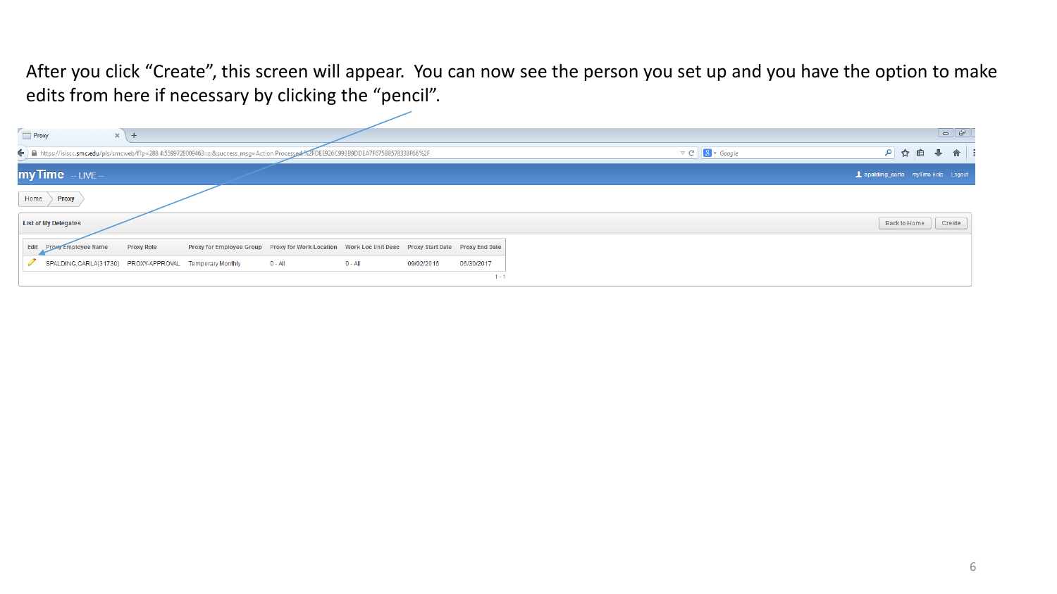After you click "Create", this screen will appear. You can now see the person you set up and you have the option to make edits from here if necessary by clicking the "pencil".

**myTime** -- LIVE --

Home > Proxy

**List of My Delegates**

| Edit | Proxy Employee Name | Proxy Role | Proxy for Employee Group | Proxy for Work Location | Work Loc Unit Desc | Proxy Start Date | Proxy End Date |
|---|---|---|---|---|---|---|---|
| ✏ | SPALDING,CARLA(31730) | PROXY-APPROVAL | Temporary Monthly | 0 - All | 0 - All | 09/02/2016 | 06/30/2017 |

1 - 1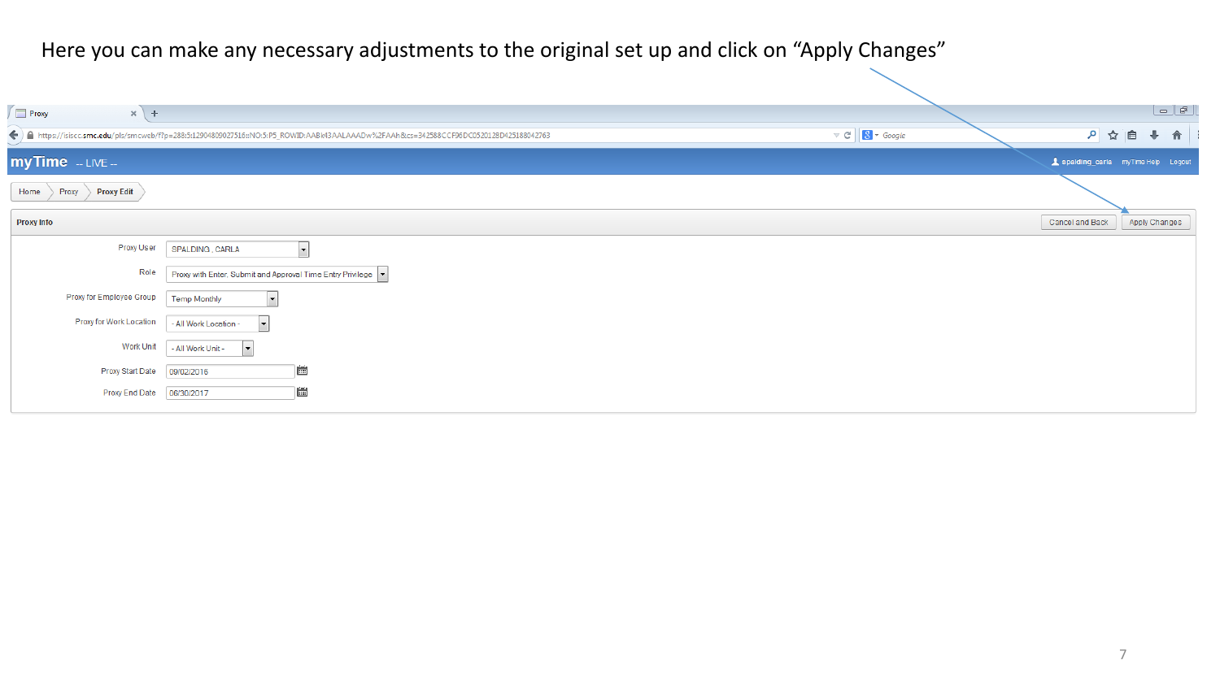Here you can make any necessary adjustments to the original set up and click on "Apply Changes"

myTime -- LIVE --

spalding_carla myTime Help Logout

Home > Proxy > Proxy Edit

**Proxy Info**

Cancel and Back | Apply Changes

Proxy User: SPALDING , CARLA

Role: Proxy with Enter, Submit and Approval Time Entry Privilege

Proxy for Employee Group: Temp Monthly

Proxy for Work Location: - All Work Location -

Work Unit: - All Work Unit -

Proxy Start Date: 09/02/2016

Proxy End Date: 06/30/2017